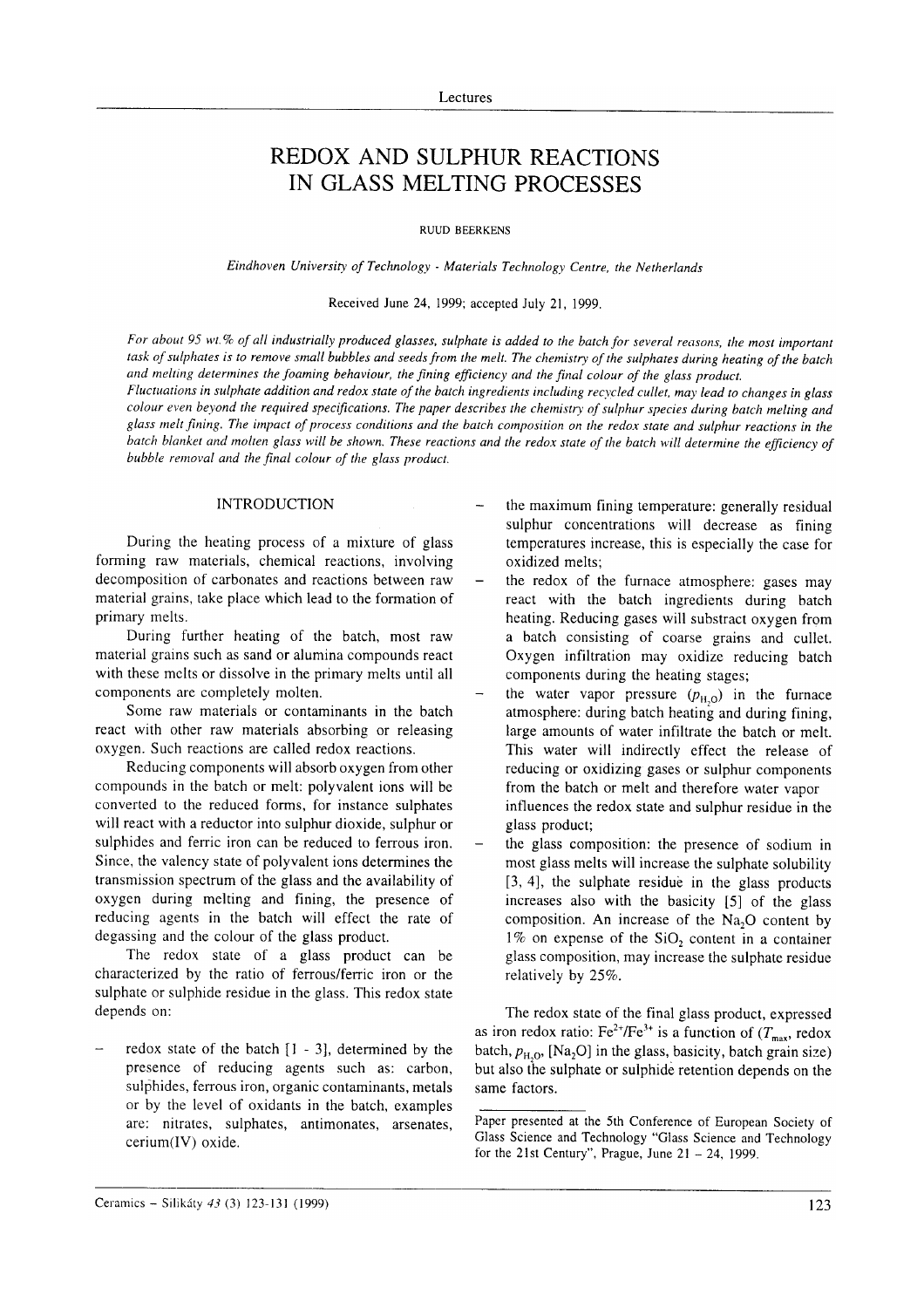# REDOX AND SULPHUR REACTIONS IN GLASS MELTING PROCESSES

RUUD BEERKENS

*Eindhoven University of Technology - Materials Technology Centre, the Netherlands*

Received June 24, 1999; accepted July 21, 1999.

*For about 95 wt.% of all industrially produced glasses, sulphate is added to the batch for several reasons, the most important task of sulphates is to remove small bubbles and seeds from the melt. The chemistry of the sulphates during heating of the batch and melting determines the foaming behaviour, the fining efficiency and the final colour of the glass product.*

*Fluctuations in sulphate addition and redox state of the batch ingredients including recycled cullet, may lead to changes in glass colour even beyond the required specifications. The paper describes the chemistry of sulphur species during batch melting and glass melt fining. The impact of process conditions and the batch composition on the redox state and sulphur reactions in the batch blanket and molten glass will be shown. These reactions and the redox state of the batch will determine the efficiency of bubble removal and the final colour of the glass product.*

## INTRODUCTION

During the heating process of a mixture of glass forming raw materials, chemical reactions, involving decomposition of carbonates and reactions between raw material grains, take place which lead to the formation of primary melts.

During further heating of the batch, most raw material grains such as sand or alumina compounds react with these melts or dissolve in the primary melts until all components are completely molten.

Some raw materials or contaminants in the batch react with other raw materials absorbing or releasing oxygen. Such reactions are called redox reactions.

Reducing components will absorb oxygen from other compounds in the batch or melt: polyvalent ions will be converted to the reduced forms, for instance sulphates will react with a reductor into sulphur dioxide, sulphur or sulphides and ferric iron can be reduced to ferrous iron. Since, the valency state of polyvalent ions determines the transmission spectrum of the glass and the availability of oxygen during melting and fining, the presence of reducing agents in the batch will effect the rate of degassing and the colour of the glass product.

The redox state of a glass product can be characterized by the ratio of ferrous/ferric iron or the sulphate or sulphide residue in the glass. This redox state depends on:

- redox state of the batch [1 - 3], determined by the presence of reducing agents such as: carbon, sulphides, ferrous iron, organic contaminants, metals or by the level of oxidants in the batch, examples are: nitrates, sulphates, antimonates, arsenates, cerium(IV) oxide.
- the maximum fining temperature: generally residual sulphur concentrations will decrease as fining temperatures increase, this is especially the case for oxidized melts;
- the redox of the furnace atmosphere: gases may react with the batch ingredients during batch heating. Reducing gases will substract oxygen from a batch consisting of coarse grains and cullet. Oxygen infiltration may oxidize reducing batch components during the heating stages;
- the water vapor pressure ($p_{H_2O}$) in the furnace atmosphere: during batch heating and during fining, large amounts of water infiltrate the batch or melt. This water will indirectly effect the release of reducing or oxidizing gases or sulphur components from the batch or melt and therefore water vapor influences the redox state and sulphur residue in the glass product;
- the glass composition: the presence of sodium in most glass melts will increase the sulphate solubility [3, 4], the sulphate residue in the glass products increases also with the basicity [5] of the glass composition. An increase of the $Na_2O$ content by 1% on expense of the $SiO_2$ content in a container glass composition, may increase the sulphate residue relatively by 25%.

The redox state of the final glass product, expressed as iron redox ratio: $Fe^{2+}/Fe^{3+}$ is a function of ($T_{max}$, redox batch, $p_{H_2O}$, [$Na_2O$] in the glass, basicity, batch grain size) but also the sulphate or sulphide retention depends on the same factors.

Paper presented at the 5th Conference of European Society of Glass Science and Technology "Glass Science and Technology for the 21st Century", Prague, June 21 - 24, 1999.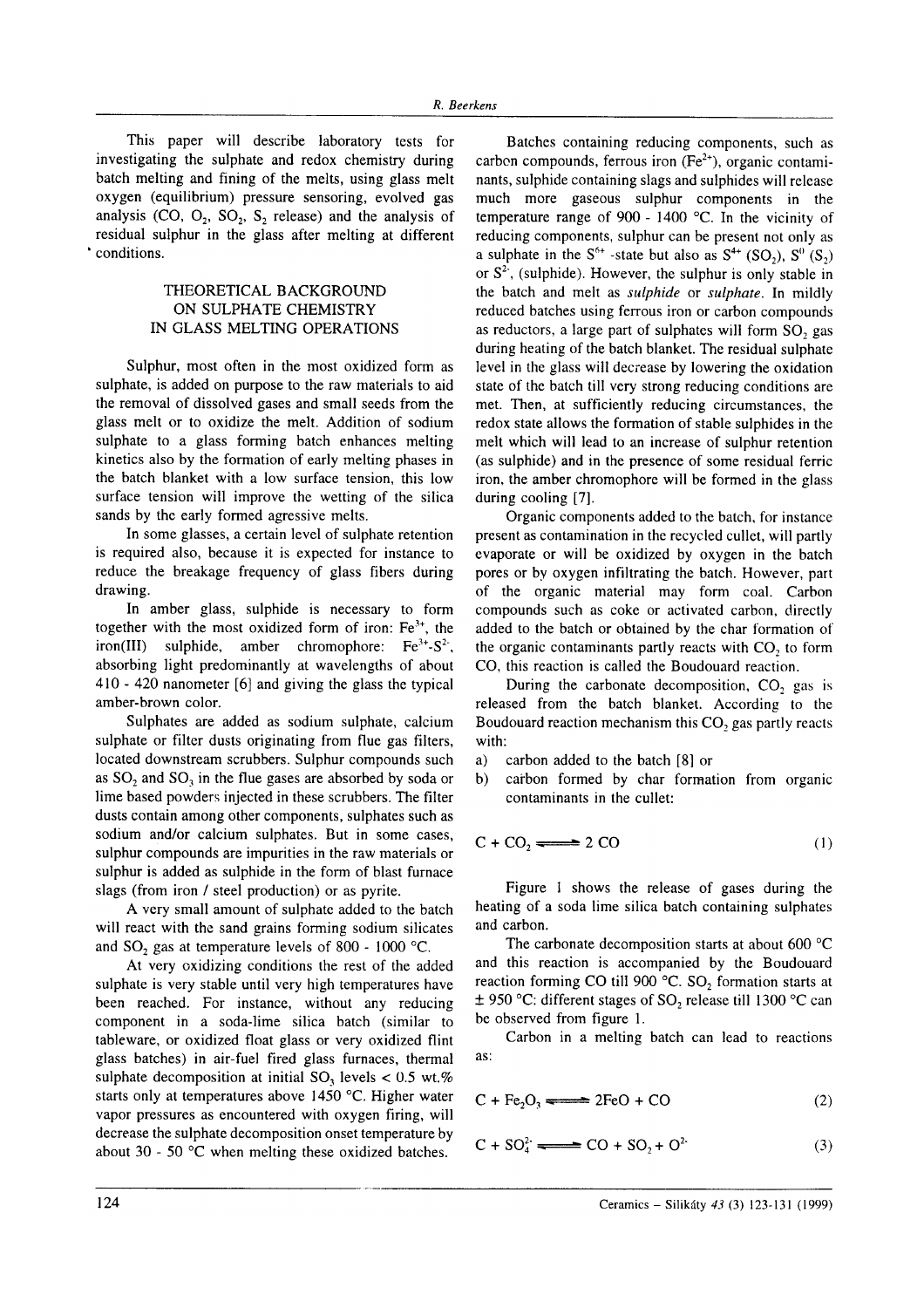This paper will describe laboratory tests for investigating the sulphate and redox chemistry during batch melting and fining of the melts, using glass melt oxygen (equilibrium) pressure sensoring, evolved gas analysis (CO, $O_2$, $SO_2$, $S_2$ release) and the analysis of residual sulphur in the glass after melting at different conditions.

## THEORETICAL BACKGROUND ON SULPHATE CHEMISTRY IN GLASS MELTING OPERATIONS

Sulphur, most often in the most oxidized form as sulphate, is added on purpose to the raw materials to aid the removal of dissolved gases and small seeds from the glass melt or to oxidize the melt. Addition of sodium sulphate to a glass forming batch enhances melting kinetics also by the formation of early melting phases in the batch blanket with a low surface tension, this low surface tension will improve the wetting of the silica sands by the early formed agressive melts.

In some glasses, a certain level of sulphate retention is required also, because it is expected for instance to reduce the breakage frequency of glass fibers during drawing.

In amber glass, sulphide is necessary to form together with the most oxidized form of iron: $Fe^{3+}$, the iron(III) sulphide, amber chromophore: $Fe^{3+}$-$S^{2-}$, absorbing light predominantly at wavelengths of about 410 - 420 nanometer [6] and giving the glass the typical amber-brown color.

Sulphates are added as sodium sulphate, calcium sulphate or filter dusts originating from flue gas filters, located downstream scrubbers. Sulphur compounds such as $SO_2$ and $SO_3$ in the flue gases are absorbed by soda or lime based powders injected in these scrubbers. The filter dusts contain among other components, sulphates such as sodium and/or calcium sulphates. But in some cases, sulphur compounds are impurities in the raw materials or sulphur is added as sulphide in the form of blast furnace slags (from iron / steel production) or as pyrite.

A very small amount of sulphate added to the batch will react with the sand grains forming sodium silicates and $SO_2$ gas at temperature levels of 800 - 1000 °C.

At very oxidizing conditions the rest of the added sulphate is very stable until very high temperatures have been reached. For instance, without any reducing component in a soda-lime silica batch (similar to tableware, or oxidized float glass or very oxidized flint glass batches) in air-fuel fired glass furnaces, thermal sulphate decomposition at initial $SO_3$ levels < 0.5 wt.% starts only at temperatures above 1450 °C. Higher water vapor pressures as encountered with oxygen firing, will decrease the sulphate decomposition onset temperature by about 30 - 50 °C when melting these oxidized batches.

Batches containing reducing components, such as carbon compounds, ferrous iron ($Fe^{2+}$), organic contaminants, sulphide containing slags and sulphides will release much more gaseous sulphur components in the temperature range of 900 - 1400 °C. In the vicinity of reducing components, sulphur can be present not only as a sulphate in the $S^{6+}$ -state but also as $S^{4+}$ ($SO_2$), $S^0$ ($S_2$) or $S^{2-}$, (sulphide). However, the sulphur is only stable in the batch and melt as *sulphide* or *sulphate*. In mildly reduced batches using ferrous iron or carbon compounds as reductors, a large part of sulphates will form $SO_2$ gas during heating of the batch blanket. The residual sulphate level in the glass will decrease by lowering the oxidation state of the batch till very strong reducing conditions are met. Then, at sufficiently reducing circumstances, the redox state allows the formation of stable sulphides in the melt which will lead to an increase of sulphur retention (as sulphide) and in the presence of some residual ferric iron, the amber chromophore will be formed in the glass during cooling [7].

Organic components added to the batch, for instance present as contamination in the recycled cullet, will partly evaporate or will be oxidized by oxygen in the batch pores or by oxygen infiltrating the batch. However, part of the organic material may form coal. Carbon compounds such as coke or activated carbon, directly added to the batch or obtained by the char formation of the organic contaminants partly reacts with $CO_2$ to form CO, this reaction is called the Boudouard reaction.

During the carbonate decomposition, $CO_2$ gas is released from the batch blanket. According to the Boudouard reaction mechanism this $CO_2$ gas partly reacts with:

a) carbon added to the batch [8] or
b) carbon formed by char formation from organic contaminants in the cullet:

$$C + CO_2 \rightleftharpoons 2\,CO \tag{1}$$

Figure 1 shows the release of gases during the heating of a soda lime silica batch containing sulphates and carbon.

The carbonate decomposition starts at about 600 °C and this reaction is accompanied by the Boudouard reaction forming CO till 900 °C. $SO_2$ formation starts at ± 950 °C: different stages of $SO_2$ release till 1300 °C can be observed from figure 1.

Carbon in a melting batch can lead to reactions as:

$$C + Fe_2O_3 \rightleftharpoons 2FeO + CO \tag{2}$$

$$C + SO_4^{2-} \rightleftharpoons CO + SO_2 + O^{2-} \tag{3}$$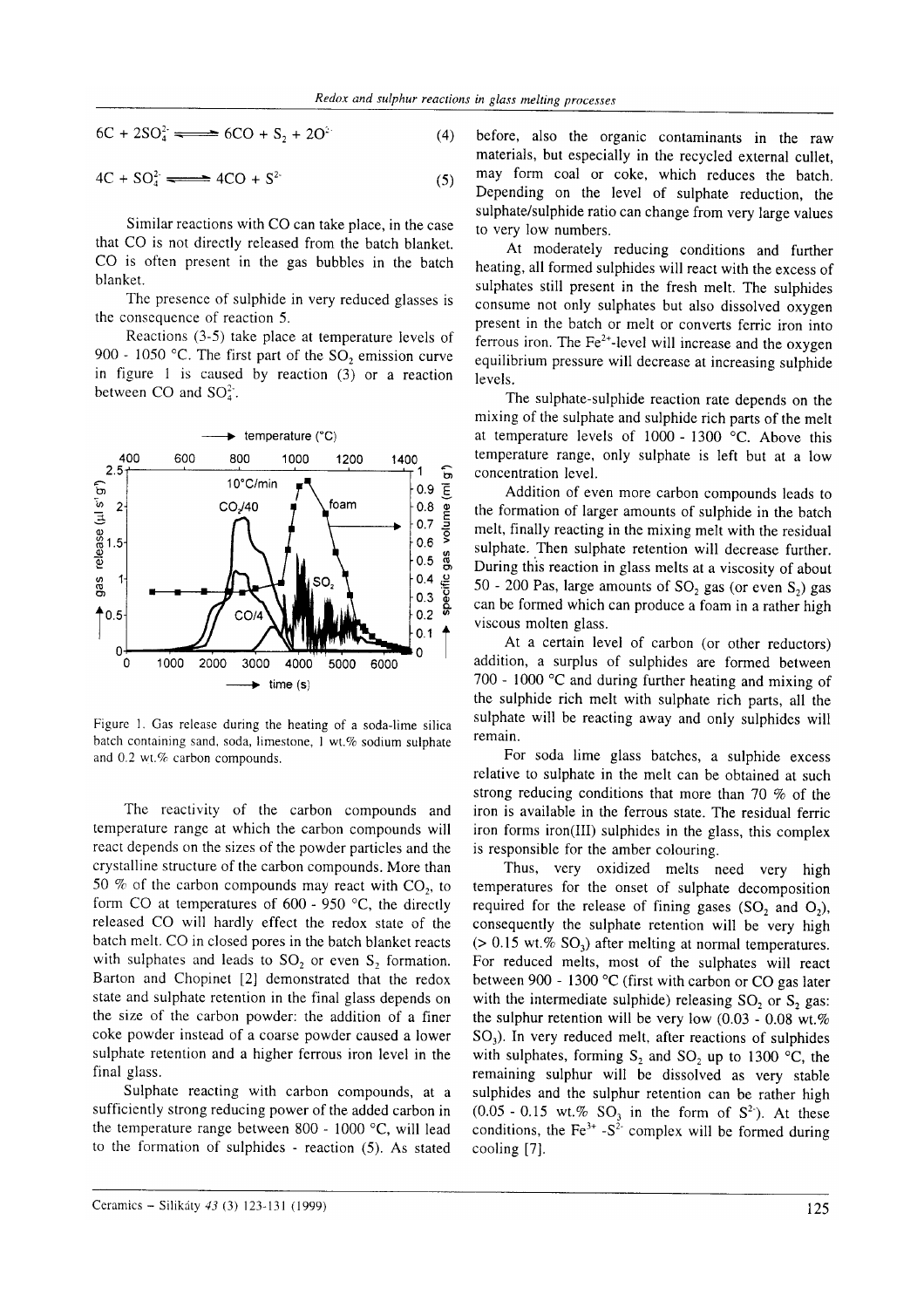$$6C + 2SO_4^{2-} \rightleftharpoons 6CO + S_2 + 2O^{2-} \tag{4}$$

$$4C + SO_4^{2-} \rightleftharpoons 4CO + S^{2-} \tag{5}$$

Similar reactions with CO can take place, in the case that CO is not directly released from the batch blanket. CO is often present in the gas bubbles in the batch blanket.

The presence of sulphide in very reduced glasses is the consequence of reaction 5.

Reactions (3-5) take place at temperature levels of 900 - 1050 °C. The first part of the $SO_2$ emission curve in figure 1 is caused by reaction (3) or a reaction between CO and $SO_4^{2-}$.

Figure 1. Gas release during the heating of a soda-lime silica batch containing sand, soda, limestone, 1 wt.% sodium sulphate and 0.2 wt.% carbon compounds.

The reactivity of the carbon compounds and temperature range at which the carbon compounds will react depends on the sizes of the powder particles and the crystalline structure of the carbon compounds. More than 50 % of the carbon compounds may react with $CO_2$, to form CO at temperatures of 600 - 950 °C, the directly released CO will hardly effect the redox state of the batch melt. CO in closed pores in the batch blanket reacts with sulphates and leads to $SO_2$ or even $S_2$ formation. Barton and Chopinet [2] demonstrated that the redox state and sulphate retention in the final glass depends on the size of the carbon powder: the addition of a finer coke powder instead of a coarse powder caused a lower sulphate retention and a higher ferrous iron level in the final glass.

Sulphate reacting with carbon compounds, at a sufficiently strong reducing power of the added carbon in the temperature range between 800 - 1000 °C, will lead to the formation of sulphides - reaction (5). As stated before, also the organic contaminants in the raw materials, but especially in the recycled external cullet, may form coal or coke, which reduces the batch. Depending on the level of sulphate reduction, the sulphate/sulphide ratio can change from very large values to very low numbers.

At moderately reducing conditions and further heating, all formed sulphides will react with the excess of sulphates still present in the fresh melt. The sulphides consume not only sulphates but also dissolved oxygen present in the batch or melt or converts ferric iron into ferrous iron. The $Fe^{2+}$-level will increase and the oxygen equilibrium pressure will decrease at increasing sulphide levels.

The sulphate-sulphide reaction rate depends on the mixing of the sulphate and sulphide rich parts of the melt at temperature levels of 1000 - 1300 °C. Above this temperature range, only sulphate is left but at a low concentration level.

Addition of even more carbon compounds leads to the formation of larger amounts of sulphide in the batch melt, finally reacting in the mixing melt with the residual sulphate. Then sulphate retention will decrease further. During this reaction in glass melts at a viscosity of about 50 - 200 Pas, large amounts of $SO_2$ gas (or even $S_2$) gas can be formed which can produce a foam in a rather high viscous molten glass.

At a certain level of carbon (or other reductors) addition, a surplus of sulphides are formed between 700 - 1000 °C and during further heating and mixing of the sulphide rich melt with sulphate rich parts, all the sulphate will be reacting away and only sulphides will remain.

For soda lime glass batches, a sulphide excess relative to sulphate in the melt can be obtained at such strong reducing conditions that more than 70 % of the iron is available in the ferrous state. The residual ferric iron forms iron(III) sulphides in the glass, this complex is responsible for the amber colouring.

Thus, very oxidized melts need very high temperatures for the onset of sulphate decomposition required for the release of fining gases ($SO_2$ and $O_2$), consequently the sulphate retention will be very high (> 0.15 wt.% $SO_3$) after melting at normal temperatures. For reduced melts, most of the sulphates will react between 900 - 1300 °C (first with carbon or CO gas later with the intermediate sulphide) releasing $SO_2$ or $S_2$ gas: the sulphur retention will be very low (0.03 - 0.08 wt.% $SO_3$). In very reduced melt, after reactions of sulphides with sulphates, forming $S_2$ and $SO_2$ up to 1300 °C, the remaining sulphur will be dissolved as very stable sulphides and the sulphur retention can be rather high (0.05 - 0.15 wt.% $SO_3$ in the form of $S^{2-}$). At these conditions, the $Fe^{3+}$ -$S^{2-}$ complex will be formed during cooling [7].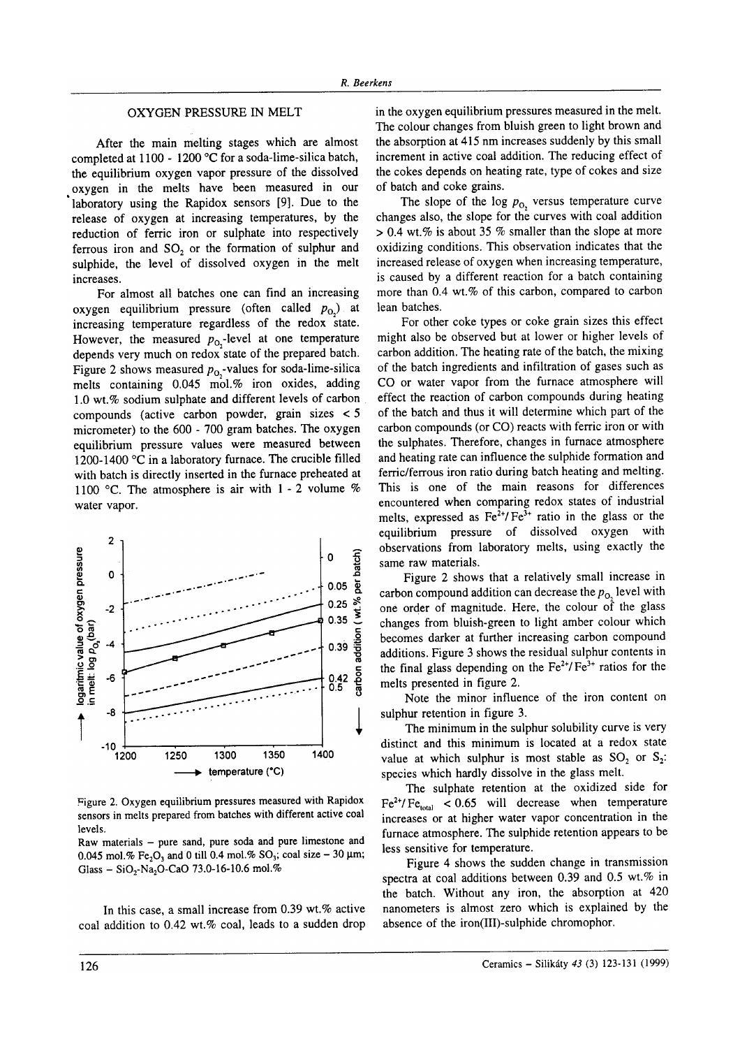## OXYGEN PRESSURE IN MELT

After the main melting stages which are almost completed at 1100 - 1200 °C for a soda-lime-silica batch, the equilibrium oxygen vapor pressure of the dissolved oxygen in the melts have been measured in our laboratory using the Rapidox sensors [9]. Due to the release of oxygen at increasing temperatures, by the reduction of ferric iron or sulphate into respectively ferrous iron and $SO_2$ or the formation of sulphur and sulphide, the level of dissolved oxygen in the melt increases.

For almost all batches one can find an increasing oxygen equilibrium pressure (often called $p_{O_2}$) at increasing temperature regardless of the redox state. However, the measured $p_{O_2}$-level at one temperature depends very much on redox state of the prepared batch. Figure 2 shows measured $p_{O_2}$-values for soda-lime-silica melts containing 0.045 mol.% iron oxides, adding 1.0 wt.% sodium sulphate and different levels of carbon compounds (active carbon powder, grain sizes < 5 micrometer) to the 600 - 700 gram batches. The oxygen equilibrium pressure values were measured between 1200-1400 °C in a laboratory furnace. The crucible filled with batch is directly inserted in the furnace preheated at 1100 °C. The atmosphere is air with 1 - 2 volume % water vapor.

Figure 2. Oxygen equilibrium pressures measured with Rapidox sensors in melts prepared from batches with different active coal levels.

Raw materials – pure sand, pure soda and pure limestone and 0.045 mol.% $Fe_2O_3$ and 0 till 0.4 mol.% $SO_3$; coal size – 30 μm; Glass – $SiO_2$-$Na_2O$-CaO 73.0-16-10.6 mol.%

In this case, a small increase from 0.39 wt.% active coal addition to 0.42 wt.% coal, leads to a sudden drop in the oxygen equilibrium pressures measured in the melt. The colour changes from bluish green to light brown and the absorption at 415 nm increases suddenly by this small increment in active coal addition. The reducing effect of the cokes depends on heating rate, type of cokes and size of batch and coke grains.

The slope of the log $p_{O_2}$ versus temperature curve changes also, the slope for the curves with coal addition > 0.4 wt.% is about 35 % smaller than the slope at more oxidizing conditions. This observation indicates that the increased release of oxygen when increasing temperature, is caused by a different reaction for a batch containing more than 0.4 wt.% of this carbon, compared to carbon lean batches.

For other coke types or coke grain sizes this effect might also be observed but at lower or higher levels of carbon addition. The heating rate of the batch, the mixing of the batch ingredients and infiltration of gases such as CO or water vapor from the furnace atmosphere will effect the reaction of carbon compounds during heating of the batch and thus it will determine which part of the carbon compounds (or CO) reacts with ferric iron or with the sulphates. Therefore, changes in furnace atmosphere and heating rate can influence the sulphide formation and ferric/ferrous iron ratio during batch heating and melting. This is one of the main reasons for differences encountered when comparing redox states of industrial melts, expressed as $Fe^{2+}/Fe^{3+}$ ratio in the glass or the equilibrium pressure of dissolved oxygen with observations from laboratory melts, using exactly the same raw materials.

Figure 2 shows that a relatively small increase in carbon compound addition can decrease the $p_{O_2}$ level with one order of magnitude. Here, the colour of the glass changes from bluish-green to light amber colour which becomes darker at further increasing carbon compound additions. Figure 3 shows the residual sulphur contents in the final glass depending on the $Fe^{2+}/Fe^{3+}$ ratios for the melts presented in figure 2.

Note the minor influence of the iron content on sulphur retention in figure 3.

The minimum in the sulphur solubility curve is very distinct and this minimum is located at a redox state value at which sulphur is most stable as $SO_2$ or $S_2$: species which hardly dissolve in the glass melt.

The sulphate retention at the oxidized side for $Fe^{2+}/Fe_{total}$ < 0.65 will decrease when temperature increases or at higher water vapor concentration in the furnace atmosphere. The sulphide retention appears to be less sensitive for temperature.

Figure 4 shows the sudden change in transmission spectra at coal additions between 0.39 and 0.5 wt.% in the batch. Without any iron, the absorption at 420 nanometers is almost zero which is explained by the absence of the iron(III)-sulphide chromophor.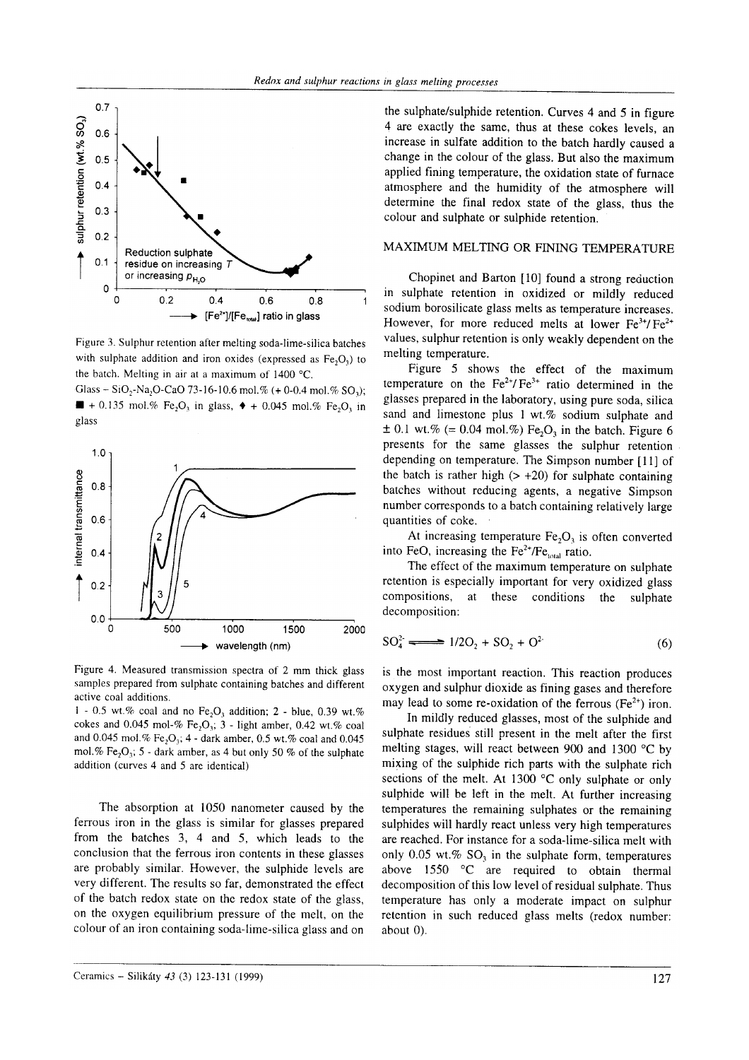Figure 3. Sulphur retention after melting soda-lime-silica batches with sulphate addition and iron oxides (expressed as $Fe_2O_3$) to the batch. Melting in air at a maximum of 1400 °C.
Glass – $SiO_2$-$Na_2O$-CaO 73-16-10.6 mol.% (+ 0-0.4 mol.% $SO_3$); ■ + 0.135 mol.% $Fe_2O_3$ in glass, ♦ + 0.045 mol.% $Fe_2O_3$ in glass

Figure 4. Measured transmission spectra of 2 mm thick glass samples prepared from sulphate containing batches and different active coal additions.
1 - 0.5 wt.% coal and no $Fe_2O_3$ addition; 2 - blue, 0.39 wt.% cokes and 0.045 mol-% $Fe_2O_3$; 3 - light amber, 0.42 wt.% coal and 0.045 mol.% $Fe_2O_3$; 4 - dark amber, 0.5 wt.% coal and 0.045 mol.% $Fe_2O_3$; 5 - dark amber, as 4 but only 50 % of the sulphate addition (curves 4 and 5 are identical)

The absorption at 1050 nanometer caused by the ferrous iron in the glass is similar for glasses prepared from the batches 3, 4 and 5, which leads to the conclusion that the ferrous iron contents in these glasses are probably similar. However, the sulphide levels are very different. The results so far, demonstrated the effect of the batch redox state on the redox state of the glass, on the oxygen equilibrium pressure of the melt, on the colour of an iron containing soda-lime-silica glass and on the sulphate/sulphide retention. Curves 4 and 5 in figure 4 are exactly the same, thus at these cokes levels, an increase in sulfate addition to the batch hardly caused a change in the colour of the glass. But also the maximum applied fining temperature, the oxidation state of furnace atmosphere and the humidity of the atmosphere will determine the final redox state of the glass, thus the colour and sulphate or sulphide retention.

## MAXIMUM MELTING OR FINING TEMPERATURE

Chopinet and Barton [10] found a strong reduction in sulphate retention in oxidized or mildly reduced sodium borosilicate glass melts as temperature increases. However, for more reduced melts at lower $Fe^{3+}/Fe^{2+}$ values, sulphur retention is only weakly dependent on the melting temperature.

Figure 5 shows the effect of the maximum temperature on the $Fe^{2+}/Fe^{3+}$ ratio determined in the glasses prepared in the laboratory, using pure soda, silica sand and limestone plus 1 wt.% sodium sulphate and ± 0.1 wt.% (= 0.04 mol.%) $Fe_2O_3$ in the batch. Figure 6 presents for the same glasses the sulphur retention depending on temperature. The Simpson number [11] of the batch is rather high (> +20) for sulphate containing batches without reducing agents, a negative Simpson number corresponds to a batch containing relatively large quantities of coke.

At increasing temperature $Fe_2O_3$ is often converted into FeO, increasing the $Fe^{2+}/Fe_{total}$ ratio.

The effect of the maximum temperature on sulphate retention is especially important for very oxidized glass compositions, at these conditions the sulphate decomposition:

$$SO_4^{2-} \rightleftharpoons 1/2O_2 + SO_2 + O^{2-} \tag{6}$$

is the most important reaction. This reaction produces oxygen and sulphur dioxide as fining gases and therefore may lead to some re-oxidation of the ferrous ($Fe^{2+}$) iron.

In mildly reduced glasses, most of the sulphide and sulphate residues still present in the melt after the first melting stages, will react between 900 and 1300 °C by mixing of the sulphide rich parts with the sulphate rich sections of the melt. At 1300 °C only sulphate or only sulphide will be left in the melt. At further increasing temperatures the remaining sulphates or the remaining sulphides will hardly react unless very high temperatures are reached. For instance for a soda-lime-silica melt with only 0.05 wt.% $SO_3$ in the sulphate form, temperatures above 1550 °C are required to obtain thermal decomposition of this low level of residual sulphate. Thus temperature has only a moderate impact on sulphur retention in such reduced glass melts (redox number: about 0).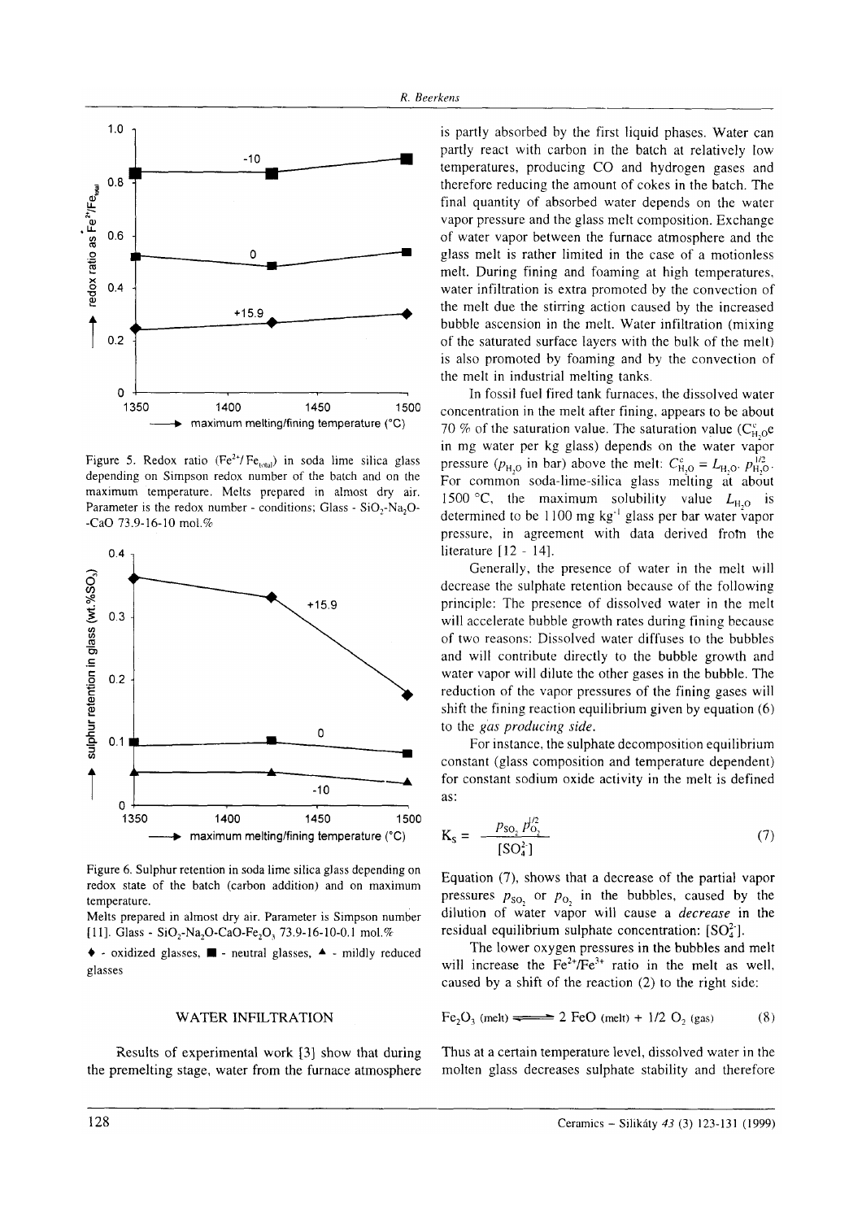Figure 5. Redox ratio ($Fe^{2+}/Fe_{total}$) in soda lime silica glass depending on Simpson redox number of the batch and on the maximum temperature. Melts prepared in almost dry air. Parameter is the redox number - conditions; Glass - $SiO_2$-$Na_2O$-CaO 73.9-16-10 mol.%

Figure 6. Sulphur retention in soda lime silica glass depending on redox state of the batch (carbon addition) and on maximum temperature.
Melts prepared in almost dry air. Parameter is Simpson number [11]. Glass - $SiO_2$-$Na_2O$-CaO-$Fe_2O_3$ 73.9-16-10-0.1 mol.%

♦ - oxidized glasses, ■ - neutral glasses, ▲ - mildly reduced glasses

## WATER INFILTRATION

Results of experimental work [3] show that during the premelting stage, water from the furnace atmosphere is partly absorbed by the first liquid phases. Water can partly react with carbon in the batch at relatively low temperatures, producing CO and hydrogen gases and therefore reducing the amount of cokes in the batch. The final quantity of absorbed water depends on the water vapor pressure and the glass melt composition. Exchange of water vapor between the furnace atmosphere and the glass melt is rather limited in the case of a motionless melt. During fining and foaming at high temperatures, water infiltration is extra promoted by the convection of the melt due the stirring action caused by the increased bubble ascension in the melt. Water infiltration (mixing of the saturated surface layers with the bulk of the melt) is also promoted by foaming and by the convection of the melt in industrial melting tanks.

In fossil fuel fired tank furnaces, the dissolved water concentration in the melt after fining, appears to be about 70 % of the saturation value. The saturation value ($C^e_{H_2O}$ in mg water per kg glass) depends on the water vapor pressure ($p_{H_2O}$ in bar) above the melt: $C^e_{H_2O} = L_{H_2O} \cdot p^{1/2}_{H_2O}$. For common soda-lime-silica glass melting at about 1500 °C, the maximum solubility value $L_{H_2O}$ is determined to be 1100 mg kg$^{-1}$ glass per bar water vapor pressure, in agreement with data derived from the literature [12 - 14].

Generally, the presence of water in the melt will decrease the sulphate retention because of the following principle: The presence of dissolved water in the melt will accelerate bubble growth rates during fining because of two reasons: Dissolved water diffuses to the bubbles and will contribute directly to the bubble growth and water vapor will dilute the other gases in the bubble. The reduction of the vapor pressures of the fining gases will shift the fining reaction equilibrium given by equation (6) to the *gas producing side*.

For instance, the sulphate decomposition equilibrium constant (glass composition and temperature dependent) for constant sodium oxide activity in the melt is defined as:

$$K_S = \frac{p_{SO_2} \, p^{1/2}_{O_2}}{[SO_4^{2-}]} \qquad (7)$$

Equation (7), shows that a decrease of the partial vapor pressures $p_{SO_2}$ or $p_{O_2}$ in the bubbles, caused by the dilution of water vapor will cause a *decrease* in the residual equilibrium sulphate concentration: $[SO_4^{2-}]$.

The lower oxygen pressures in the bubbles and melt will increase the $Fe^{2+}/Fe^{3+}$ ratio in the melt as well, caused by a shift of the reaction (2) to the right side:

$$Fe_2O_{3\ (melt)} \rightleftharpoons 2\ FeO_{\ (melt)} + 1/2\ O_{2\ (gas)} \qquad (8)$$

Thus at a certain temperature level, dissolved water in the molten glass decreases sulphate stability and therefore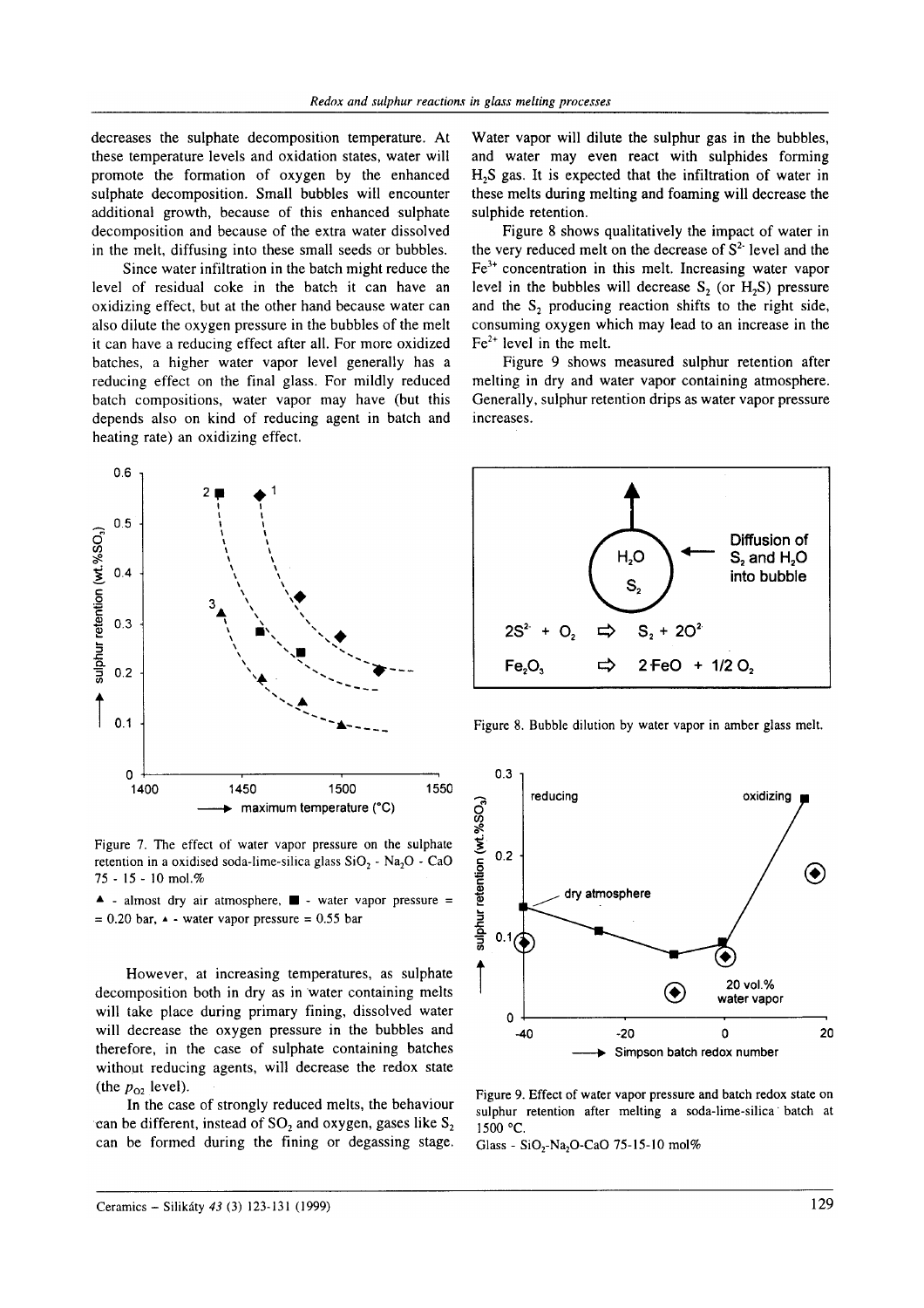decreases the sulphate decomposition temperature. At these temperature levels and oxidation states, water will promote the formation of oxygen by the enhanced sulphate decomposition. Small bubbles will encounter additional growth, because of this enhanced sulphate decomposition and because of the extra water dissolved in the melt, diffusing into these small seeds or bubbles.

Since water infiltration in the batch might reduce the level of residual coke in the batch it can have an oxidizing effect, but at the other hand because water can also dilute the oxygen pressure in the bubbles of the melt it can have a reducing effect after all. For more oxidized batches, a higher water vapor level generally has a reducing effect on the final glass. For mildly reduced batch compositions, water vapor may have (but this depends also on kind of reducing agent in batch and heating rate) an oxidizing effect.

Figure 7. The effect of water vapor pressure on the sulphate retention in a oxidised soda-lime-silica glass $SiO_2$ - $Na_2O$ - CaO 75 - 15 - 10 mol.%

▲ - almost dry air atmosphere, ■ - water vapor pressure = = 0.20 bar, ▴ - water vapor pressure = 0.55 bar

However, at increasing temperatures, as sulphate decomposition both in dry as in water containing melts will take place during primary fining, dissolved water will decrease the oxygen pressure in the bubbles and therefore, in the case of sulphate containing batches without reducing agents, will decrease the redox state (the $p_{O_2}$ level).

In the case of strongly reduced melts, the behaviour can be different, instead of $SO_2$ and oxygen, gases like $S_2$ can be formed during the fining or degassing stage. Water vapor will dilute the sulphur gas in the bubbles, and water may even react with sulphides forming $H_2S$ gas. It is expected that the infiltration of water in these melts during melting and foaming will decrease the sulphide retention.

Figure 8 shows qualitatively the impact of water in the very reduced melt on the decrease of $S^{2-}$ level and the $Fe^{3+}$ concentration in this melt. Increasing water vapor level in the bubbles will decrease $S_2$ (or $H_2S$) pressure and the $S_2$ producing reaction shifts to the right side, consuming oxygen which may lead to an increase in the $Fe^{2+}$ level in the melt.

Figure 9 shows measured sulphur retention after melting in dry and water vapor containing atmosphere. Generally, sulphur retention drips as water vapor pressure increases.

$$2S^{2-} + O_2 \Rightarrow S_2 + 2O^{2-}$$

$$Fe_2O_3 \Rightarrow 2FeO + 1/2\,O_2$$

Figure 8. Bubble dilution by water vapor in amber glass melt.

Figure 9. Effect of water vapor pressure and batch redox state on sulphur retention after melting a soda-lime-silica batch at 1500 °C.

Glass - $SiO_2$-$Na_2O$-CaO 75-15-10 mol%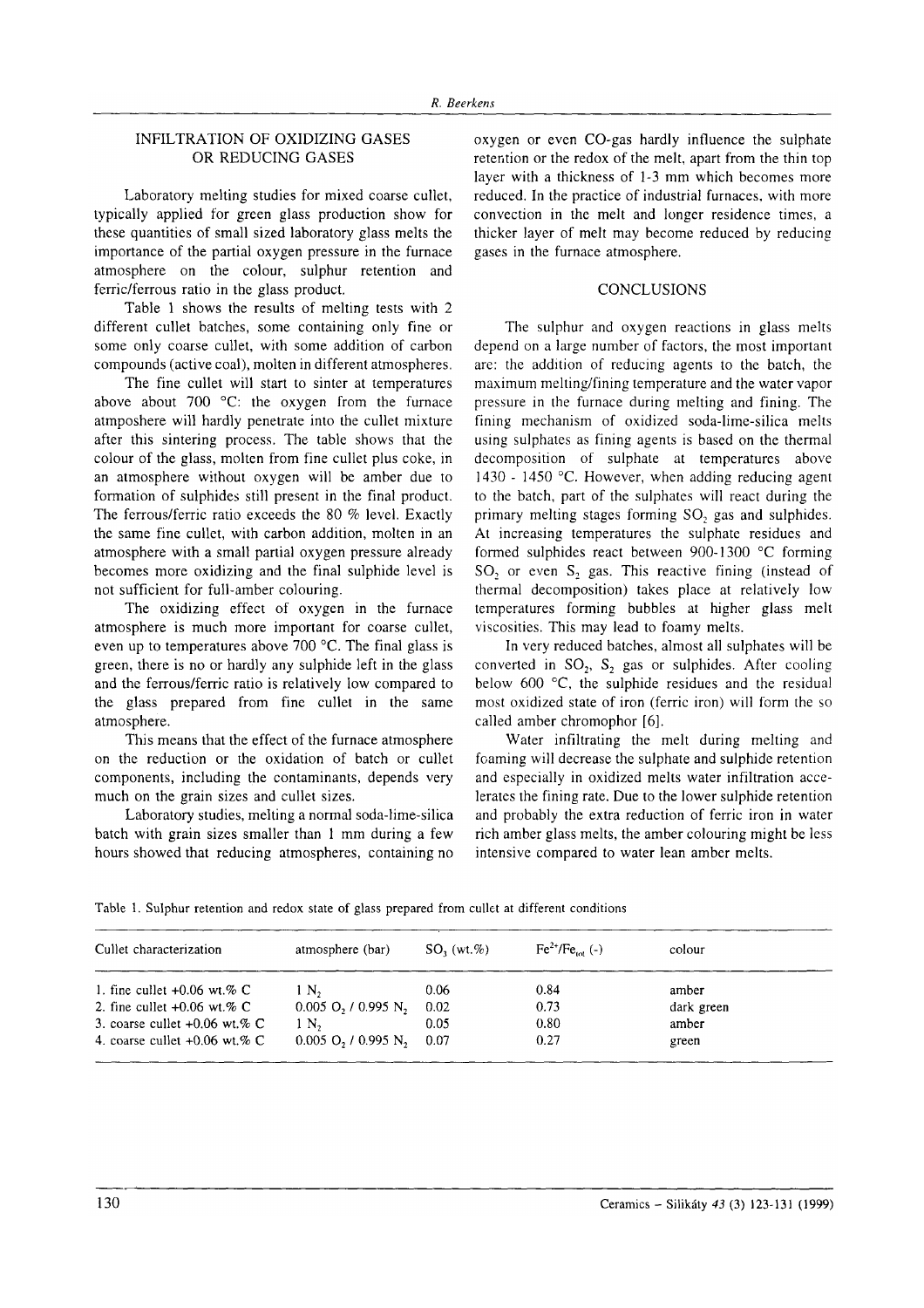## INFILTRATION OF OXIDIZING GASES OR REDUCING GASES

Laboratory melting studies for mixed coarse cullet, typically applied for green glass production show for these quantities of small sized laboratory glass melts the importance of the partial oxygen pressure in the furnace atmosphere on the colour, sulphur retention and ferric/ferrous ratio in the glass product.

Table 1 shows the results of melting tests with 2 different cullet batches, some containing only fine or some only coarse cullet, with some addition of carbon compounds (active coal), molten in different atmospheres.

The fine cullet will start to sinter at temperatures above about 700 °C: the oxygen from the furnace atmposhere will hardly penetrate into the cullet mixture after this sintering process. The table shows that the colour of the glass, molten from fine cullet plus coke, in an atmosphere without oxygen will be amber due to formation of sulphides still present in the final product. The ferrous/ferric ratio exceeds the 80 % level. Exactly the same fine cullet, with carbon addition, molten in an atmosphere with a small partial oxygen pressure already becomes more oxidizing and the final sulphide level is not sufficient for full-amber colouring.

The oxidizing effect of oxygen in the furnace atmosphere is much more important for coarse cullet, even up to temperatures above 700 °C. The final glass is green, there is no or hardly any sulphide left in the glass and the ferrous/ferric ratio is relatively low compared to the glass prepared from fine cullet in the same atmosphere.

This means that the effect of the furnace atmosphere on the reduction or the oxidation of batch or cullet components, including the contaminants, depends very much on the grain sizes and cullet sizes.

Laboratory studies, melting a normal soda-lime-silica batch with grain sizes smaller than 1 mm during a few hours showed that reducing atmospheres, containing no oxygen or even CO-gas hardly influence the sulphate retention or the redox of the melt, apart from the thin top layer with a thickness of 1-3 mm which becomes more reduced. In the practice of industrial furnaces, with more convection in the melt and longer residence times, a thicker layer of melt may become reduced by reducing gases in the furnace atmosphere.

## CONCLUSIONS

The sulphur and oxygen reactions in glass melts depend on a large number of factors, the most important are: the addition of reducing agents to the batch, the maximum melting/fining temperature and the water vapor pressure in the furnace during melting and fining. The fining mechanism of oxidized soda-lime-silica melts using sulphates as fining agents is based on the thermal decomposition of sulphate at temperatures above 1430 - 1450 °C. However, when adding reducing agent to the batch, part of the sulphates will react during the primary melting stages forming $SO_2$ gas and sulphides. At increasing temperatures the sulphate residues and formed sulphides react between 900-1300 °C forming $SO_2$ or even $S_2$ gas. This reactive fining (instead of thermal decomposition) takes place at relatively low temperatures forming bubbles at higher glass melt viscosities. This may lead to foamy melts.

In very reduced batches, almost all sulphates will be converted in $SO_2$, $S_2$ gas or sulphides. After cooling below 600 °C, the sulphide residues and the residual most oxidized state of iron (ferric iron) will form the so called amber chromophor [6].

Water infiltrating the melt during melting and foaming will decrease the sulphate and sulphide retention and especially in oxidized melts water infiltration accelerates the fining rate. Due to the lower sulphide retention and probably the extra reduction of ferric iron in water rich amber glass melts, the amber colouring might be less intensive compared to water lean amber melts.

Table 1. Sulphur retention and redox state of glass prepared from cullet at different conditions

| Cullet characterization | atmosphere (bar) | $SO_3$ (wt.%) | $Fe^{2+}/Fe_{tot}$ (-) | colour |
|---|---|---|---|---|
| 1. fine cullet +0.06 wt.% C | 1 $N_2$ | 0.06 | 0.84 | amber |
| 2. fine cullet +0.06 wt.% C | 0.005 $O_2$ / 0.995 $N_2$ | 0.02 | 0.73 | dark green |
| 3. coarse cullet +0.06 wt.% C | 1 $N_2$ | 0.05 | 0.80 | amber |
| 4. coarse cullet +0.06 wt.% C | 0.005 $O_2$ / 0.995 $N_2$ | 0.07 | 0.27 | green |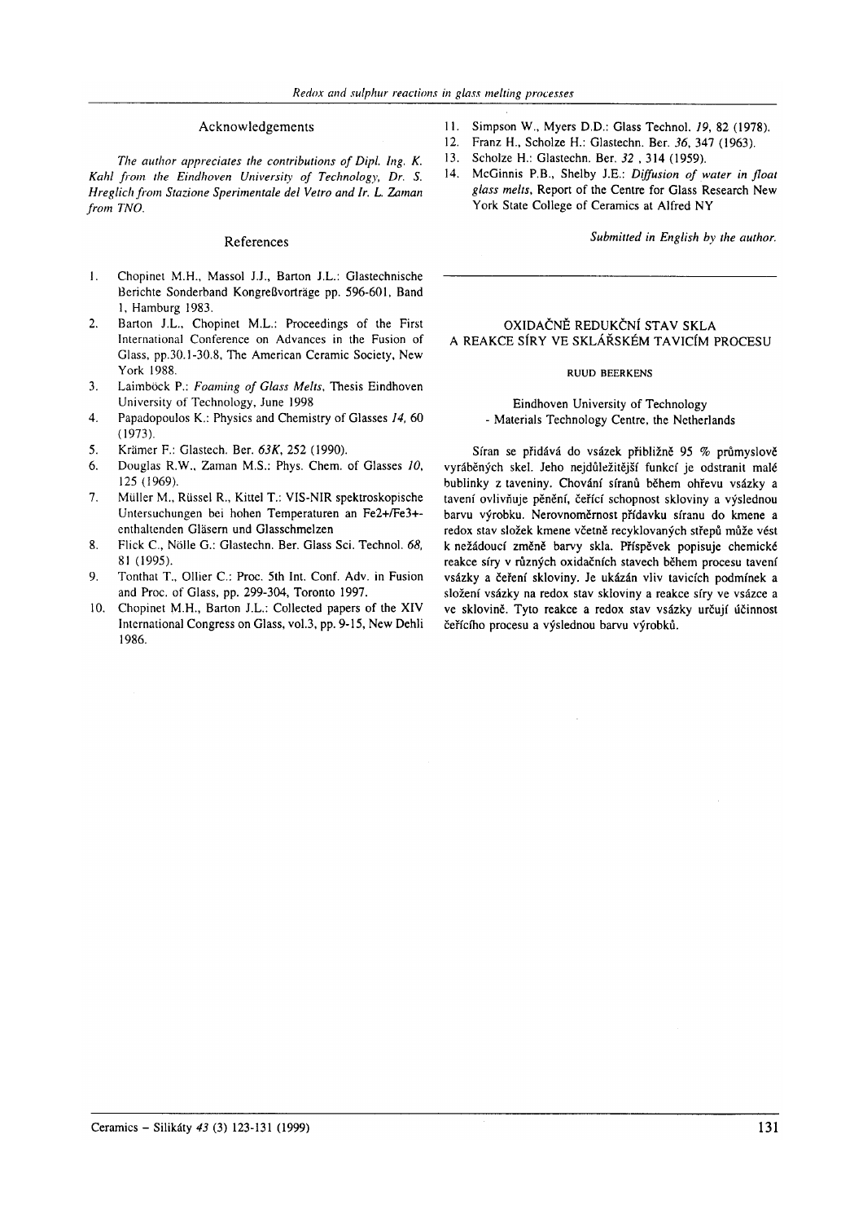## Acknowledgements

*The author appreciates the contributions of Dipl. Ing. K. Kahl from the Eindhoven University of Technology, Dr. S. Hreglich from Stazione Sperimentale del Vetro and Ir. L. Zaman from TNO.*

## References

1. Chopinet M.H., Massol J.J., Barton J.L.: Glastechnische Berichte Sonderband Kongreßvorträge pp. 596-601, Band 1, Hamburg 1983.
2. Barton J.L., Chopinet M.L.: Proceedings of the First International Conference on Advances in the Fusion of Glass, pp.30.1-30.8, The American Ceramic Society, New York 1988.
3. Laimböck P.: *Foaming of Glass Melts*, Thesis Eindhoven University of Technology, June 1998
4. Papadopoulos K.: Physics and Chemistry of Glasses *14*, 60 (1973).
5. Krämer F.: Glastech. Ber. *63K*, 252 (1990).
6. Douglas R.W., Zaman M.S.: Phys. Chem. of Glasses *10*, 125 (1969).
7. Müller M., Rüssel R., Kittel T.: VIS-NIR spektroskopische Untersuchungen bei hohen Temperaturen an Fe2+/Fe3+-enthaltenden Gläsern und Glasschmelzen
8. Flick C., Nölle G.: Glastechn. Ber. Glass Sci. Technol. *68*, 81 (1995).
9. Tonthat T., Ollier C.: Proc. 5th Int. Conf. Adv. in Fusion and Proc. of Glass, pp. 299-304, Toronto 1997.
10. Chopinet M.H., Barton J.L.: Collected papers of the XIV International Congress on Glass, vol.3, pp. 9-15, New Dehli 1986.
11. Simpson W., Myers D.D.: Glass Technol. *19*, 82 (1978).
12. Franz H., Scholze H.: Glastechn. Ber. *36*, 347 (1963).
13. Scholze H.: Glastechn. Ber. *32* , 314 (1959).
14. McGinnis P.B., Shelby J.E.: *Diffusion of water in float glass melts*, Report of the Centre for Glass Research New York State College of Ceramics at Alfred NY

*Submitted in English by the author.*

---

## OXIDAČNĚ REDUKČNÍ STAV SKLA A REAKCE SÍRY VE SKLÁŘSKÉM TAVICÍM PROCESU

RUUD BEERKENS

Eindhoven University of Technology
- Materials Technology Centre, the Netherlands

Síran se přidává do vsázek přibližně 95 % průmyslově vyráběných skel. Jeho nejdůležitější funkcí je odstranit malé bublinky z taveniny. Chování síranů během ohřevu vsázky a tavení ovlivňuje pěnění, čeřící schopnost skloviny a výslednou barvu výrobku. Nerovnoměrnost přídavku síranu do kmene a redox stav složek kmene včetně recyklovaných střepů může vést k nežádoucí změně barvy skla. Příspěvek popisuje chemické reakce síry v různých oxidačních stavech během procesu tavení vsázky a čeření skloviny. Je ukázán vliv tavicích podmínek a složení vsázky na redox stav skloviny a reakce síry ve vsázce a ve sklovině. Tyto reakce a redox stav vsázky určují účinnost čeřícího procesu a výslednou barvu výrobků.